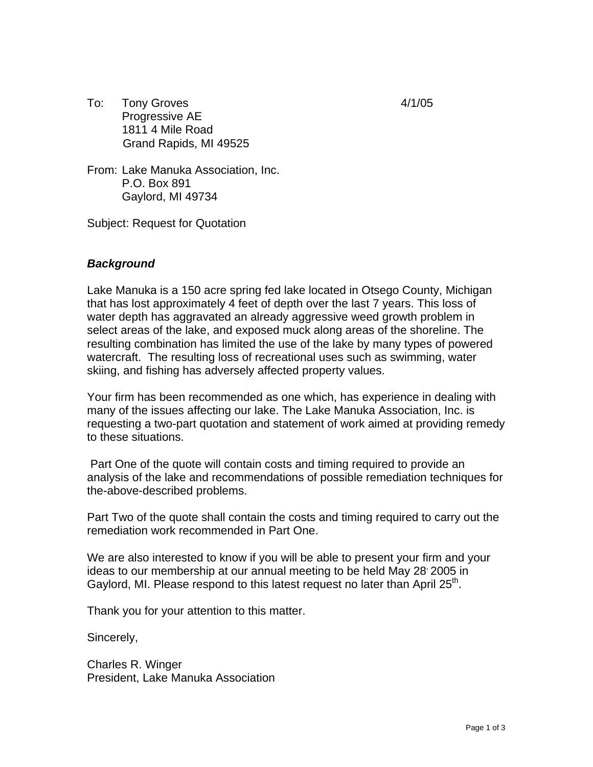To: Tony Groves
Progressive AE
1811 4 Mile Road
Grand Rapids, MI 49525

4/1/05

From: Lake Manuka Association, Inc.
P.O. Box 891
Gaylord, MI 49734

Subject: Request for Quotation

***Background***

Lake Manuka is a 150 acre spring fed lake located in Otsego County, Michigan that has lost approximately 4 feet of depth over the last 7 years. This loss of water depth has aggravated an already aggressive weed growth problem in select areas of the lake, and exposed muck along areas of the shoreline. The resulting combination has limited the use of the lake by many types of powered watercraft. The resulting loss of recreational uses such as swimming, water skiing, and fishing has adversely affected property values.

Your firm has been recommended as one which, has experience in dealing with many of the issues affecting our lake. The Lake Manuka Association, Inc. is requesting a two-part quotation and statement of work aimed at providing remedy to these situations.

Part One of the quote will contain costs and timing required to provide an analysis of the lake and recommendations of possible remediation techniques for the-above-described problems.

Part Two of the quote shall contain the costs and timing required to carry out the remediation work recommended in Part One.

We are also interested to know if you will be able to present your firm and your ideas to our membership at our annual meeting to be held May 28, 2005 in Gaylord, MI. Please respond to this latest request no later than April 25th.

Thank you for your attention to this matter.

Sincerely,

Charles R. Winger
President, Lake Manuka Association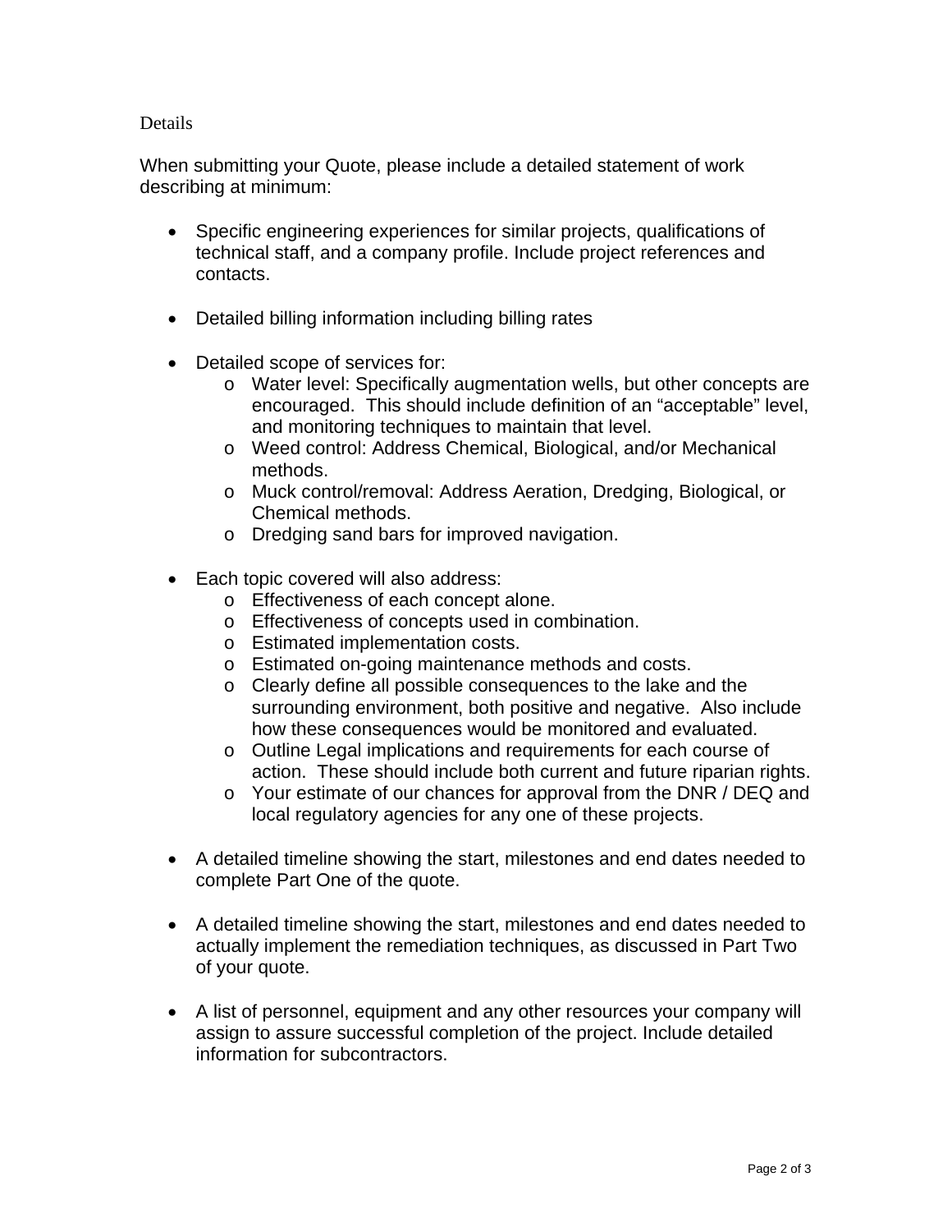Details

When submitting your Quote, please include a detailed statement of work describing at minimum:

- Specific engineering experiences for similar projects, qualifications of technical staff, and a company profile. Include project references and contacts.

- Detailed billing information including billing rates

- Detailed scope of services for:
  - Water level: Specifically augmentation wells, but other concepts are encouraged. This should include definition of an “acceptable” level, and monitoring techniques to maintain that level.
  - Weed control: Address Chemical, Biological, and/or Mechanical methods.
  - Muck control/removal: Address Aeration, Dredging, Biological, or Chemical methods.
  - Dredging sand bars for improved navigation.

- Each topic covered will also address:
  - Effectiveness of each concept alone.
  - Effectiveness of concepts used in combination.
  - Estimated implementation costs.
  - Estimated on-going maintenance methods and costs.
  - Clearly define all possible consequences to the lake and the surrounding environment, both positive and negative. Also include how these consequences would be monitored and evaluated.
  - Outline Legal implications and requirements for each course of action. These should include both current and future riparian rights.
  - Your estimate of our chances for approval from the DNR / DEQ and local regulatory agencies for any one of these projects.

- A detailed timeline showing the start, milestones and end dates needed to complete Part One of the quote.

- A detailed timeline showing the start, milestones and end dates needed to actually implement the remediation techniques, as discussed in Part Two of your quote.

- A list of personnel, equipment and any other resources your company will assign to assure successful completion of the project. Include detailed information for subcontractors.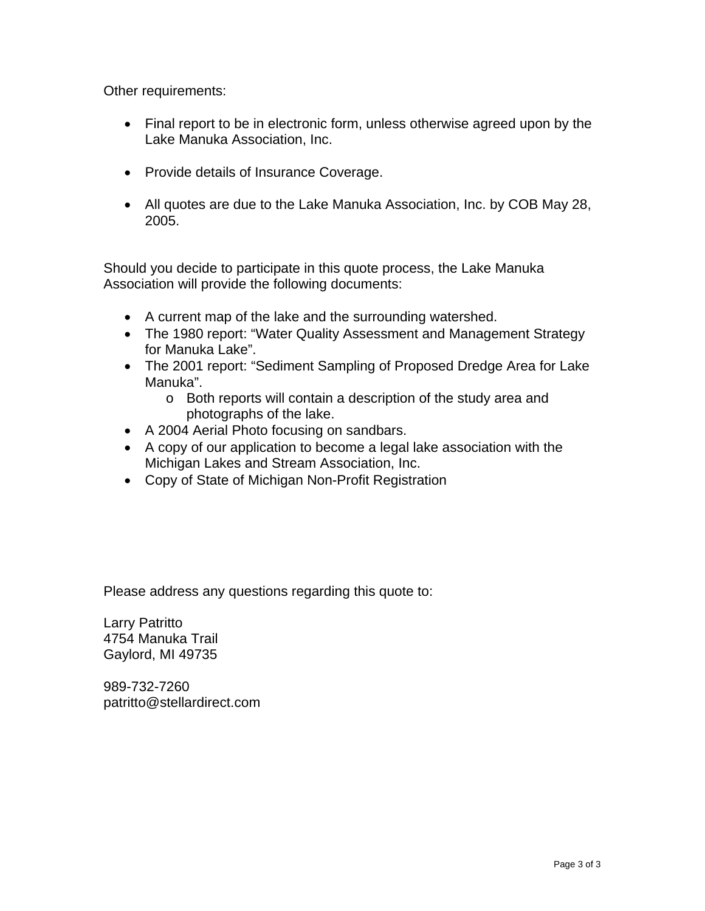Other requirements:

- Final report to be in electronic form, unless otherwise agreed upon by the Lake Manuka Association, Inc.

- Provide details of Insurance Coverage.

- All quotes are due to the Lake Manuka Association, Inc. by COB May 28, 2005.

Should you decide to participate in this quote process, the Lake Manuka Association will provide the following documents:

- A current map of the lake and the surrounding watershed.
- The 1980 report: “Water Quality Assessment and Management Strategy for Manuka Lake”.
- The 2001 report: “Sediment Sampling of Proposed Dredge Area for Lake Manuka”.
  - Both reports will contain a description of the study area and photographs of the lake.
- A 2004 Aerial Photo focusing on sandbars.
- A copy of our application to become a legal lake association with the Michigan Lakes and Stream Association, Inc.
- Copy of State of Michigan Non-Profit Registration

Please address any questions regarding this quote to:

Larry Patritto
4754 Manuka Trail
Gaylord, MI 49735

989-732-7260
patritto@stellardirect.com